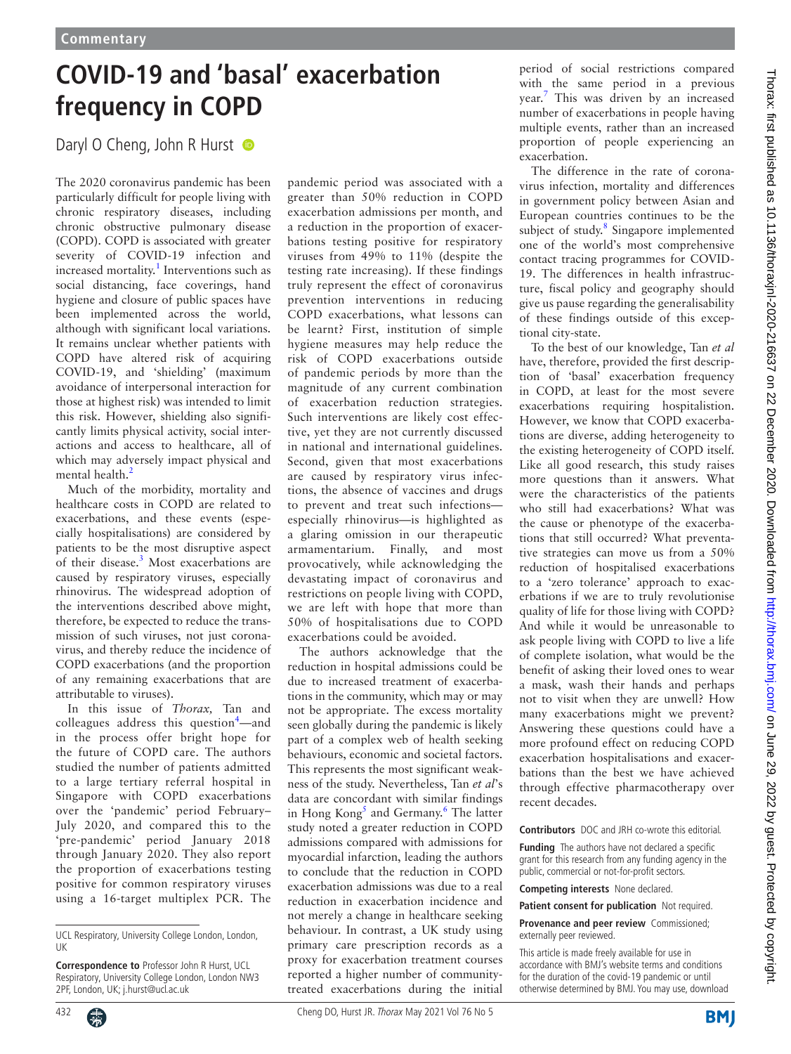Commentary

# COVID-19 and 'basal' exacerbation frequency in COPD

Daryl O Cheng, John R Hurst

The 2020 coronavirus pandemic has been particularly difficult for people living with chronic respiratory diseases, including chronic obstructive pulmonary disease (COPD). COPD is associated with greater severity of COVID-19 infection and increased mortality.[1] Interventions such as social distancing, face coverings, hand hygiene and closure of public spaces have been implemented across the world, although with significant local variations. It remains unclear whether patients with COPD have altered risk of acquiring COVID-19, and 'shielding' (maximum avoidance of interpersonal interaction for those at highest risk) was intended to limit this risk. However, shielding also significantly limits physical activity, social interactions and access to healthcare, all of which may adversely impact physical and mental health.[2]

Much of the morbidity, mortality and healthcare costs in COPD are related to exacerbations, and these events (especially hospitalisations) are considered by patients to be the most disruptive aspect of their disease.[3] Most exacerbations are caused by respiratory viruses, especially rhinovirus. The widespread adoption of the interventions described above might, therefore, be expected to reduce the transmission of such viruses, not just coronavirus, and thereby reduce the incidence of COPD exacerbations (and the proportion of any remaining exacerbations that are attributable to viruses).

In this issue of *Thorax,* Tan and colleagues address this question[4]—and in the process offer bright hope for the future of COPD care. The authors studied the number of patients admitted to a large tertiary referral hospital in Singapore with COPD exacerbations over the 'pandemic' period February–July 2020, and compared this to the 'pre-pandemic' period January 2018 through January 2020. They also report the proportion of exacerbations testing positive for common respiratory viruses using a 16-target multiplex PCR. The pandemic period was associated with a greater than 50% reduction in COPD exacerbation admissions per month, and a reduction in the proportion of exacerbations testing positive for respiratory viruses from 49% to 11% (despite the testing rate increasing). If these findings truly represent the effect of coronavirus prevention interventions in reducing COPD exacerbations, what lessons can be learnt? First, institution of simple hygiene measures may help reduce the risk of COPD exacerbations outside of pandemic periods by more than the magnitude of any current combination of exacerbation reduction strategies. Such interventions are likely cost effective, yet they are not currently discussed in national and international guidelines. Second, given that most exacerbations are caused by respiratory virus infections, the absence of vaccines and drugs to prevent and treat such infections—especially rhinovirus—is highlighted as a glaring omission in our therapeutic armamentarium. Finally, and most provocatively, while acknowledging the devastating impact of coronavirus and restrictions on people living with COPD, we are left with hope that more than 50% of hospitalisations due to COPD exacerbations could be avoided.

The authors acknowledge that the reduction in hospital admissions could be due to increased treatment of exacerbations in the community, which may or may not be appropriate. The excess mortality seen globally during the pandemic is likely part of a complex web of health seeking behaviours, economic and societal factors. This represents the most significant weakness of the study. Nevertheless, Tan *et al*'s data are concordant with similar findings in Hong Kong[5] and Germany.[6] The latter study noted a greater reduction in COPD admissions compared with admissions for myocardial infarction, leading the authors to conclude that the reduction in COPD exacerbation admissions was due to a real reduction in exacerbation incidence and not merely a change in healthcare seeking behaviour. In contrast, a UK study using primary care prescription records as a proxy for exacerbation treatment courses reported a higher number of community-treated exacerbations during the initial period of social restrictions compared with the same period in a previous year.[7] This was driven by an increased number of exacerbations in people having multiple events, rather than an increased proportion of people experiencing an exacerbation.

The difference in the rate of coronavirus infection, mortality and differences in government policy between Asian and European countries continues to be the subject of study.[8] Singapore implemented one of the world's most comprehensive contact tracing programmes for COVID-19. The differences in health infrastructure, fiscal policy and geography should give us pause regarding the generalisability of these findings outside of this exceptional city-state.

To the best of our knowledge, Tan *et al* have, therefore, provided the first description of 'basal' exacerbation frequency in COPD, at least for the most severe exacerbations requiring hospitalistion. However, we know that COPD exacerbations are diverse, adding heterogeneity to the existing heterogeneity of COPD itself. Like all good research, this study raises more questions than it answers. What were the characteristics of the patients who still had exacerbations? What was the cause or phenotype of the exacerbations that still occurred? What preventative strategies can move us from a 50% reduction of hospitalised exacerbations to a 'zero tolerance' approach to exacerbations if we are to truly revolutionise quality of life for those living with COPD? And while it would be unreasonable to ask people living with COPD to live a life of complete isolation, what would be the benefit of asking their loved ones to wear a mask, wash their hands and perhaps not to visit when they are unwell? How many exacerbations might we prevent? Answering these questions could have a more profound effect on reducing COPD exacerbation hospitalisations and exacerbations than the best we have achieved through effective pharmacotherapy over recent decades.

**Contributors** DOC and JRH co-wrote this editorial.

**Funding** The authors have not declared a specific grant for this research from any funding agency in the public, commercial or not-for-profit sectors.

**Competing interests** None declared.

**Patient consent for publication** Not required.

**Provenance and peer review** Commissioned; externally peer reviewed.

This article is made freely available for use in accordance with BMJ's website terms and conditions for the duration of the covid-19 pandemic or until otherwise determined by BMJ. You may use, download

UCL Respiratory, University College London, London, UK

**Correspondence to** Professor John R Hurst, UCL Respiratory, University College London, London NW3 2PF, London, UK; j.hurst@ucl.ac.uk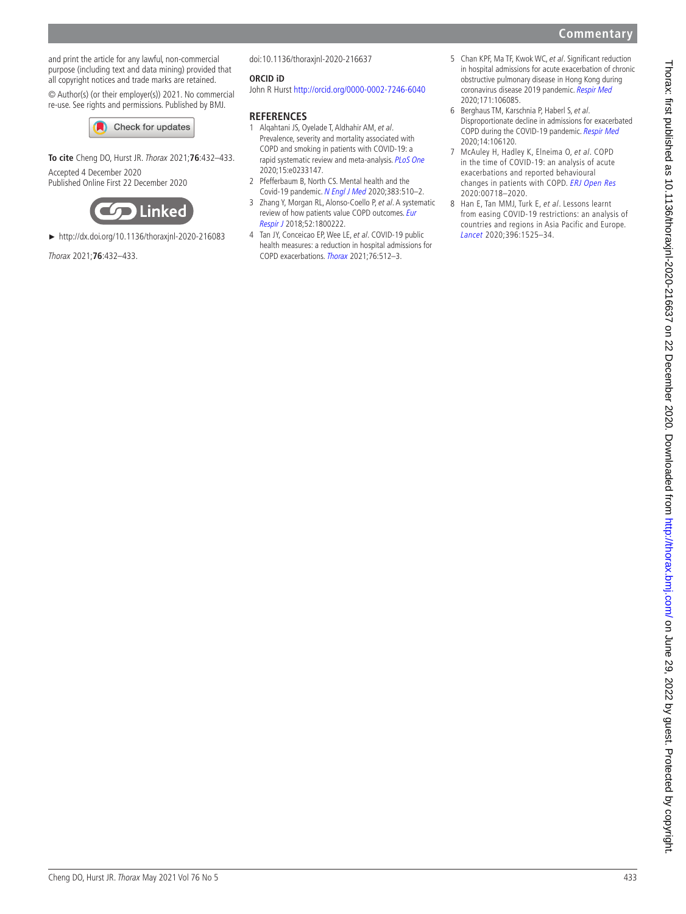and print the article for any lawful, non-commercial purpose (including text and data mining) provided that all copyright notices and trade marks are retained.

© Author(s) (or their employer(s)) 2021. No commercial re-use. See rights and permissions. Published by BMJ.

Check for updates

**To cite** Cheng DO, Hurst JR. *Thorax* 2021;**76**:432–433.

Accepted 4 December 2020
Published Online First 22 December 2020

Linked

► http://dx.doi.org/10.1136/thoraxjnl-2020-216083

*Thorax* 2021;**76**:432–433.

doi:10.1136/thoraxjnl-2020-216637

**ORCID iD**

John R Hurst http://orcid.org/0000-0002-7246-6040

## REFERENCES

1. Alqahtani JS, Oyelade T, Aldhahir AM, *et al*. Prevalence, severity and mortality associated with COPD and smoking in patients with COVID-19: a rapid systematic review and meta-analysis. *PLoS One* 2020;15:e0233147.
2. Pfefferbaum B, North CS. Mental health and the Covid-19 pandemic. *N Engl J Med* 2020;383:510–2.
3. Zhang Y, Morgan RL, Alonso-Coello P, *et al*. A systematic review of how patients value COPD outcomes. *Eur Respir J* 2018;52:1800222.
4. Tan JY, Conceicao EP, Wee LE, *et al*. COVID-19 public health measures: a reduction in hospital admissions for COPD exacerbations. *Thorax* 2021;76:512–3.
5. Chan KPF, Ma TF, Kwok WC, *et al*. Significant reduction in hospital admissions for acute exacerbation of chronic obstructive pulmonary disease in Hong Kong during coronavirus disease 2019 pandemic. *Respir Med* 2020;171:106085.
6. Berghaus TM, Karschnia P, Haberl S, *et al*. Disproportionate decline in admissions for exacerbated COPD during the COVID-19 pandemic. *Respir Med* 2020;14:106120.
7. McAuley H, Hadley K, Elneima O, *et al*. COPD in the time of COVID-19: an analysis of acute exacerbations and reported behavioural changes in patients with COPD. *ERJ Open Res* 2020:00718–2020.
8. Han E, Tan MMJ, Turk E, *et al*. Lessons learnt from easing COVID-19 restrictions: an analysis of countries and regions in Asia Pacific and Europe. *Lancet* 2020;396:1525–34.